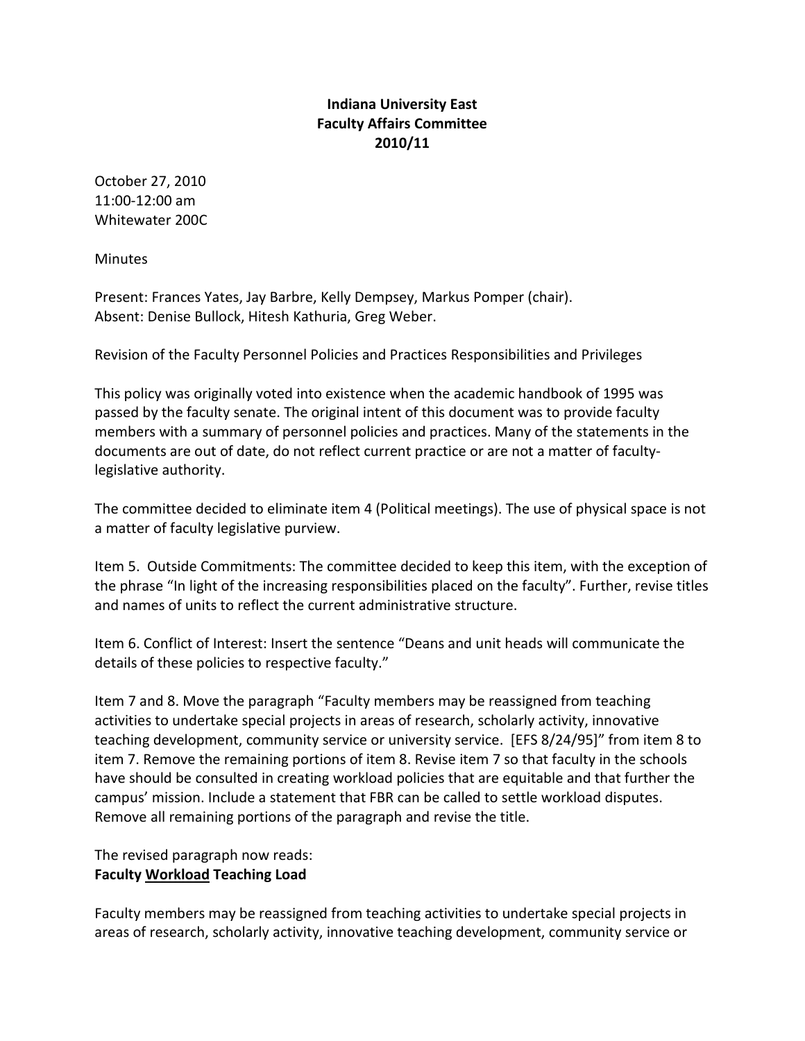**Indiana University East**
**Faculty Affairs Committee**
**2010/11**

October 27, 2010
11:00-12:00 am
Whitewater 200C

Minutes

Present: Frances Yates, Jay Barbre, Kelly Dempsey, Markus Pomper (chair).
Absent: Denise Bullock, Hitesh Kathuria, Greg Weber.

Revision of the Faculty Personnel Policies and Practices Responsibilities and Privileges

This policy was originally voted into existence when the academic handbook of 1995 was passed by the faculty senate. The original intent of this document was to provide faculty members with a summary of personnel policies and practices. Many of the statements in the documents are out of date, do not reflect current practice or are not a matter of faculty-legislative authority.

The committee decided to eliminate item 4 (Political meetings). The use of physical space is not a matter of faculty legislative purview.

Item 5. Outside Commitments: The committee decided to keep this item, with the exception of the phrase "In light of the increasing responsibilities placed on the faculty". Further, revise titles and names of units to reflect the current administrative structure.

Item 6. Conflict of Interest: Insert the sentence "Deans and unit heads will communicate the details of these policies to respective faculty."

Item 7 and 8. Move the paragraph "Faculty members may be reassigned from teaching activities to undertake special projects in areas of research, scholarly activity, innovative teaching development, community service or university service. [EFS 8/24/95]" from item 8 to item 7. Remove the remaining portions of item 8. Revise item 7 so that faculty in the schools have should be consulted in creating workload policies that are equitable and that further the campus' mission. Include a statement that FBR can be called to settle workload disputes. Remove all remaining portions of the paragraph and revise the title.

The revised paragraph now reads:
**Faculty <u>Workload</u> Teaching Load**

Faculty members may be reassigned from teaching activities to undertake special projects in areas of research, scholarly activity, innovative teaching development, community service or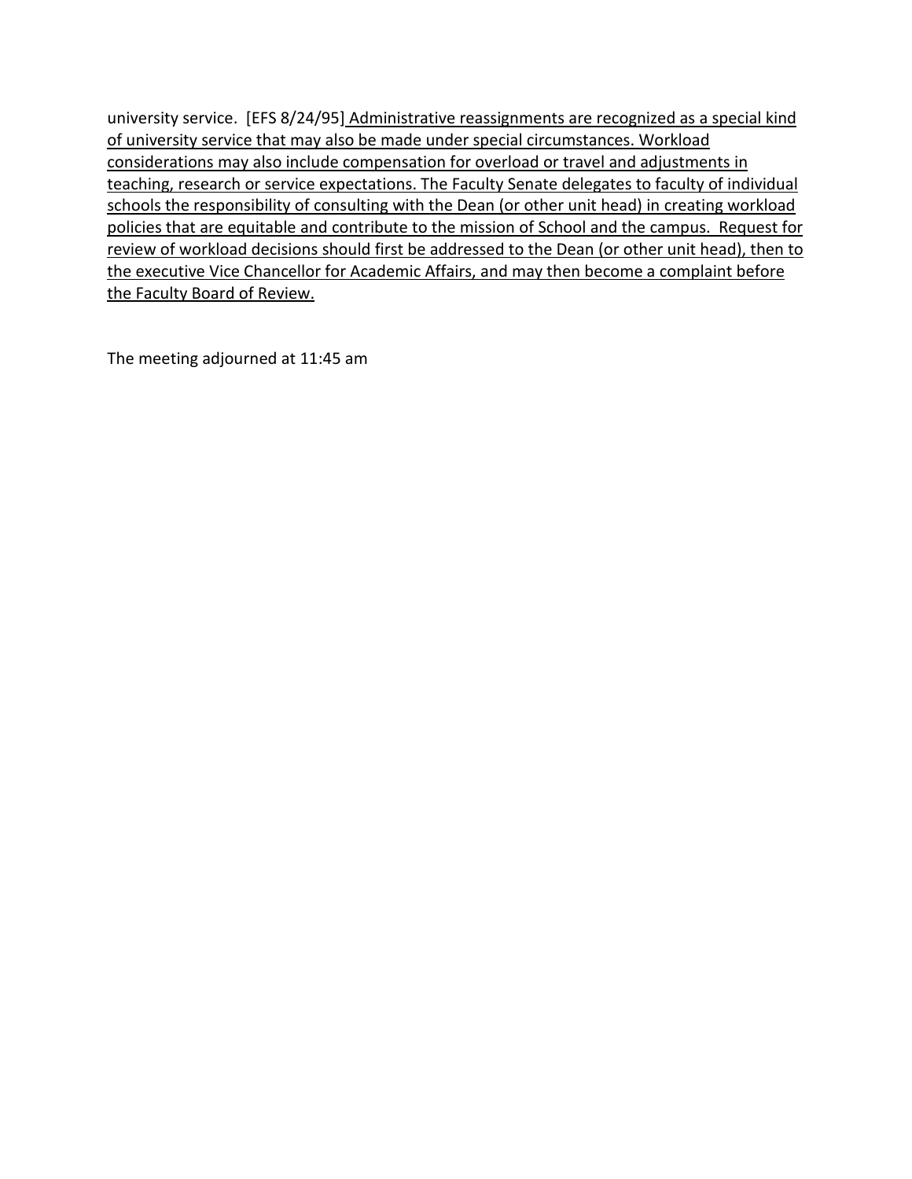university service. [EFS 8/24/95] <u>Administrative reassignments are recognized as a special kind of university service that may also be made under special circumstances. Workload considerations may also include compensation for overload or travel and adjustments in teaching, research or service expectations. The Faculty Senate delegates to faculty of individual schools the responsibility of consulting with the Dean (or other unit head) in creating workload policies that are equitable and contribute to the mission of School and the campus. Request for review of workload decisions should first be addressed to the Dean (or other unit head), then to the executive Vice Chancellor for Academic Affairs, and may then become a complaint before the Faculty Board of Review.</u>

The meeting adjourned at 11:45 am